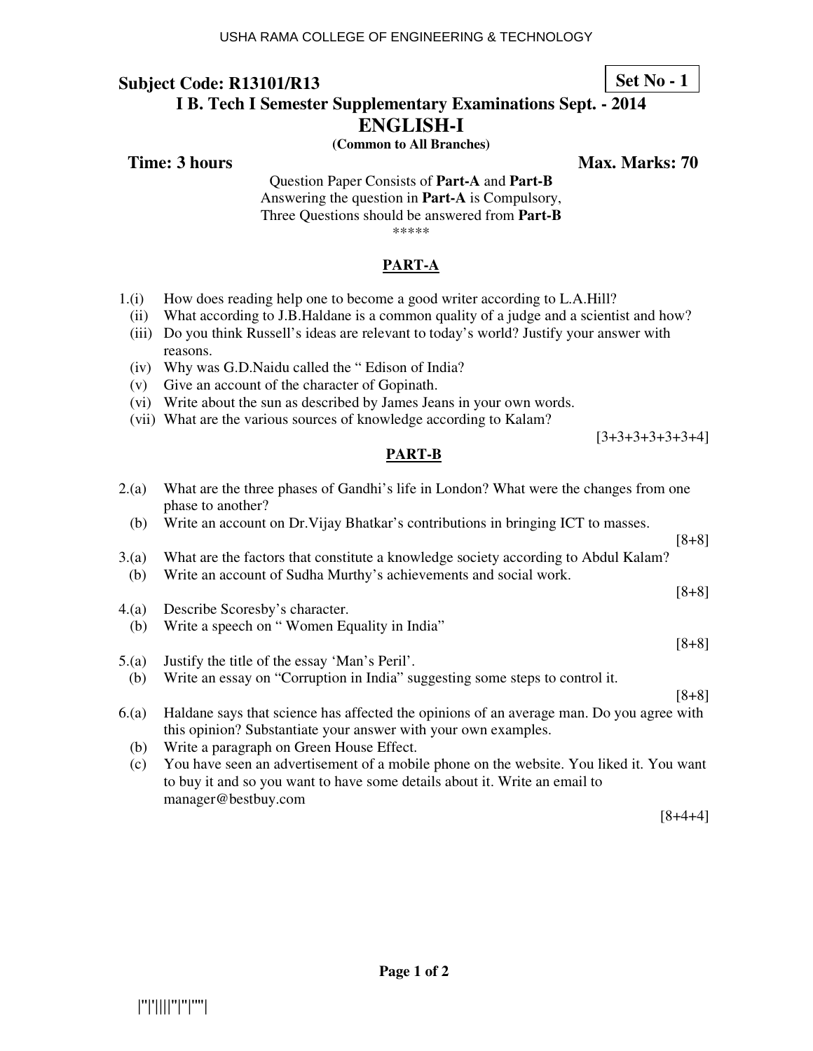**Subject Code: R13101/R13** **Set No - 1**

**I B. Tech I Semester Supplementary Examinations Sept. - 2014**

# ENGLISH-I

**(Common to All Branches)**

**Time: 3 hours** **Max. Marks: 70**

Question Paper Consists of **Part-A** and **Part-B**
Answering the question in **Part-A** is Compulsory,
Three Questions should be answered from **Part-B**

*****

## PART-A

1.(i) How does reading help one to become a good writer according to L.A.Hill?

(ii) What according to J.B.Haldane is a common quality of a judge and a scientist and how?

(iii) Do you think Russell's ideas are relevant to today's world? Justify your answer with reasons.

(iv) Why was G.D.Naidu called the " Edison of India?

(v) Give an account of the character of Gopinath.

(vi) Write about the sun as described by James Jeans in your own words.

(vii) What are the various sources of knowledge according to Kalam?

[3+3+3+3+3+3+4]

## PART-B

2.(a) What are the three phases of Gandhi's life in London? What were the changes from one phase to another?

(b) Write an account on Dr.Vijay Bhatkar's contributions in bringing ICT to masses.

[8+8]

3.(a) What are the factors that constitute a knowledge society according to Abdul Kalam?

(b) Write an account of Sudha Murthy's achievements and social work.

[8+8]

4.(a) Describe Scoresby's character.

(b) Write a speech on " Women Equality in India"

[8+8]

5.(a) Justify the title of the essay 'Man's Peril'.

(b) Write an essay on "Corruption in India" suggesting some steps to control it.

[8+8]

6.(a) Haldane says that science has affected the opinions of an average man. Do you agree with this opinion? Substantiate your answer with your own examples.

(b) Write a paragraph on Green House Effect.

(c) You have seen an advertisement of a mobile phone on the website. You liked it. You want to buy it and so you want to have some details about it. Write an email to manager@bestbuy.com

[8+4+4]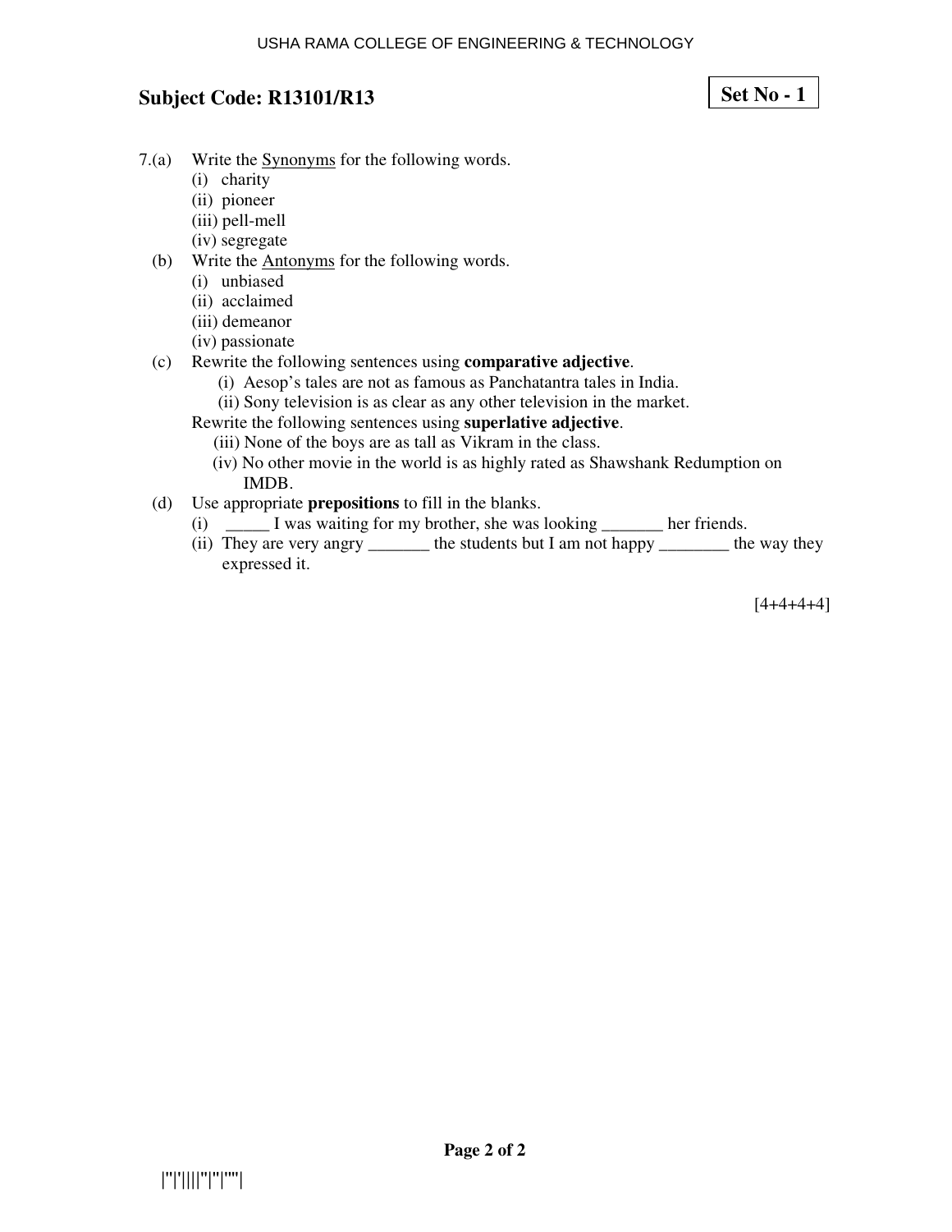**Subject Code: R13101/R13** **Set No - 1**

7.(a) Write the <u>Synonyms</u> for the following words.
   (i) charity
   (ii) pioneer
   (iii) pell-mell
   (iv) segregate

(b) Write the <u>Antonyms</u> for the following words.
   (i) unbiased
   (ii) acclaimed
   (iii) demeanor
   (iv) passionate

(c) Rewrite the following sentences using **comparative adjective**.
   (i) Aesop's tales are not as famous as Panchatantra tales in India.
   (ii) Sony television is as clear as any other television in the market.

   Rewrite the following sentences using **superlative adjective**.
   (iii) None of the boys are as tall as Vikram in the class.
   (iv) No other movie in the world is as highly rated as Shawshank Redumption on IMDB.

(d) Use appropriate **prepositions** to fill in the blanks.
   (i) _____ I was waiting for my brother, she was looking _______ her friends.
   (ii) They are very angry _______ the students but I am not happy ________ the way they expressed it.

[4+4+4+4]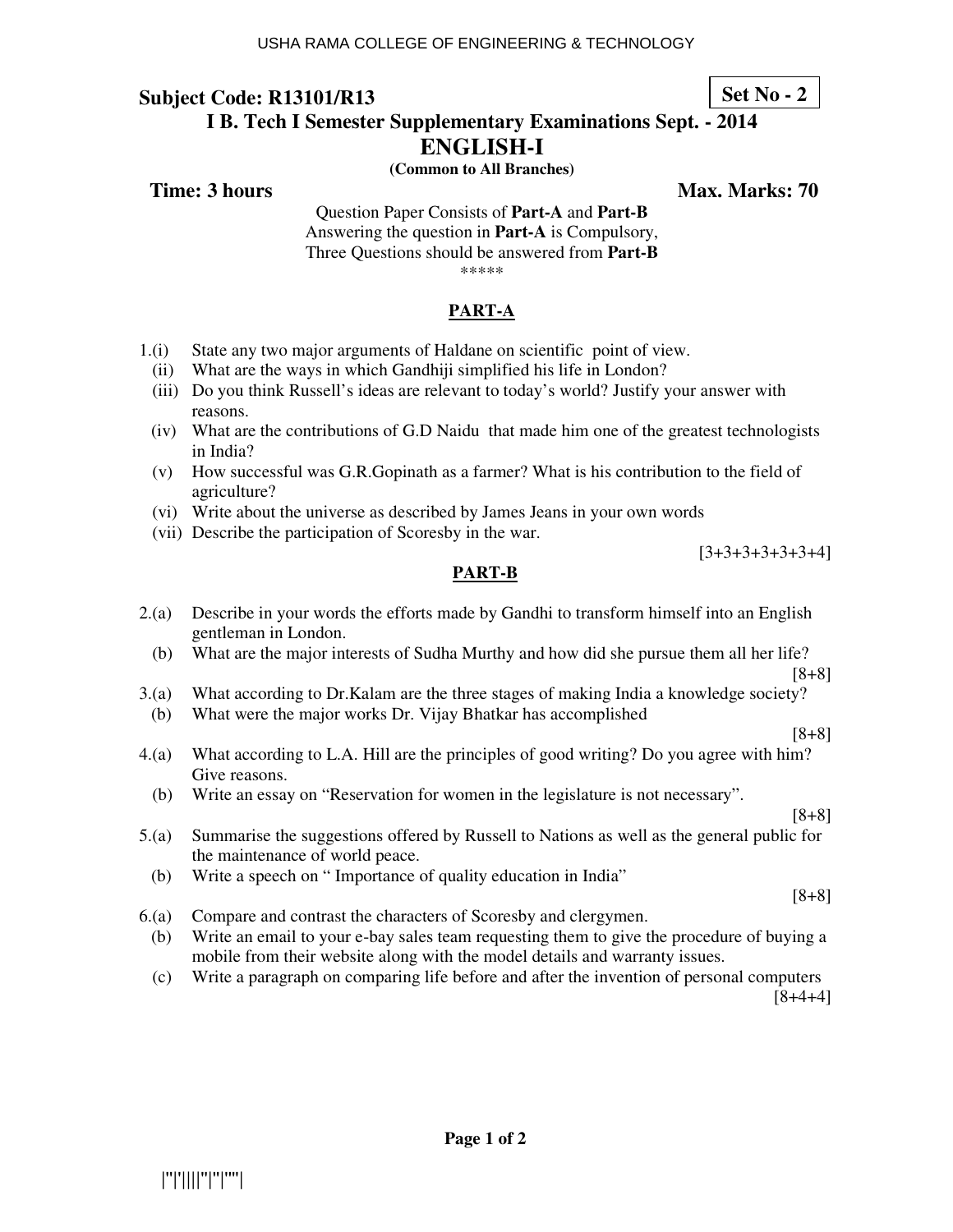**Subject Code: R13101/R13**

**Set No - 2**

**I B. Tech I Semester Supplementary Examinations Sept. - 2014**

# ENGLISH-I

**(Common to All Branches)**

**Time: 3 hours** **Max. Marks: 70**

Question Paper Consists of **Part-A** and **Part-B**
Answering the question in **Part-A** is Compulsory,
Three Questions should be answered from **Part-B**

*****

## PART-A

1.(i) State any two major arguments of Haldane on scientific point of view.

(ii) What are the ways in which Gandhiji simplified his life in London?

(iii) Do you think Russell's ideas are relevant to today's world? Justify your answer with reasons.

(iv) What are the contributions of G.D Naidu that made him one of the greatest technologists in India?

(v) How successful was G.R.Gopinath as a farmer? What is his contribution to the field of agriculture?

(vi) Write about the universe as described by James Jeans in your own words

(vii) Describe the participation of Scoresby in the war.

[3+3+3+3+3+3+4]

## PART-B

2.(a) Describe in your words the efforts made by Gandhi to transform himself into an English gentleman in London.

(b) What are the major interests of Sudha Murthy and how did she pursue them all her life?

[8+8]

3.(a) What according to Dr.Kalam are the three stages of making India a knowledge society?

(b) What were the major works Dr. Vijay Bhatkar has accomplished

[8+8]

4.(a) What according to L.A. Hill are the principles of good writing? Do you agree with him? Give reasons.

(b) Write an essay on "Reservation for women in the legislature is not necessary".

[8+8]

5.(a) Summarise the suggestions offered by Russell to Nations as well as the general public for the maintenance of world peace.

(b) Write a speech on " Importance of quality education in India"

[8+8]

6.(a) Compare and contrast the characters of Scoresby and clergymen.

(b) Write an email to your e-bay sales team requesting them to give the procedure of buying a mobile from their website along with the model details and warranty issues.

(c) Write a paragraph on comparing life before and after the invention of personal computers

[8+4+4]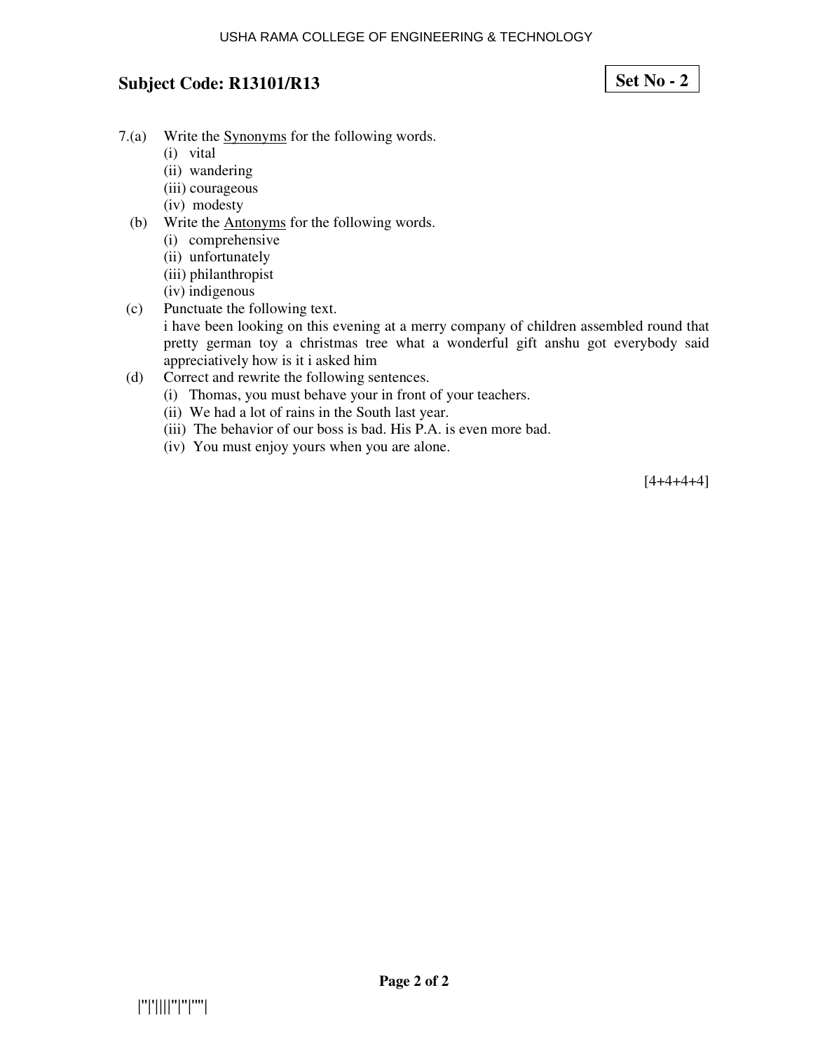**Subject Code: R13101/R13**

**Set No - 2**

7.(a) Write the Synonyms for the following words.

(i) vital
(ii) wandering
(iii) courageous
(iv) modesty

(b) Write the Antonyms for the following words.

(i) comprehensive
(ii) unfortunately
(iii) philanthropist
(iv) indigenous

(c) Punctuate the following text.

i have been looking on this evening at a merry company of children assembled round that pretty german toy a christmas tree what a wonderful gift anshu got everybody said appreciatively how is it i asked him

(d) Correct and rewrite the following sentences.

(i) Thomas, you must behave your in front of your teachers.
(ii) We had a lot of rains in the South last year.
(iii) The behavior of our boss is bad. His P.A. is even more bad.
(iv) You must enjoy yours when you are alone.

[4+4+4+4]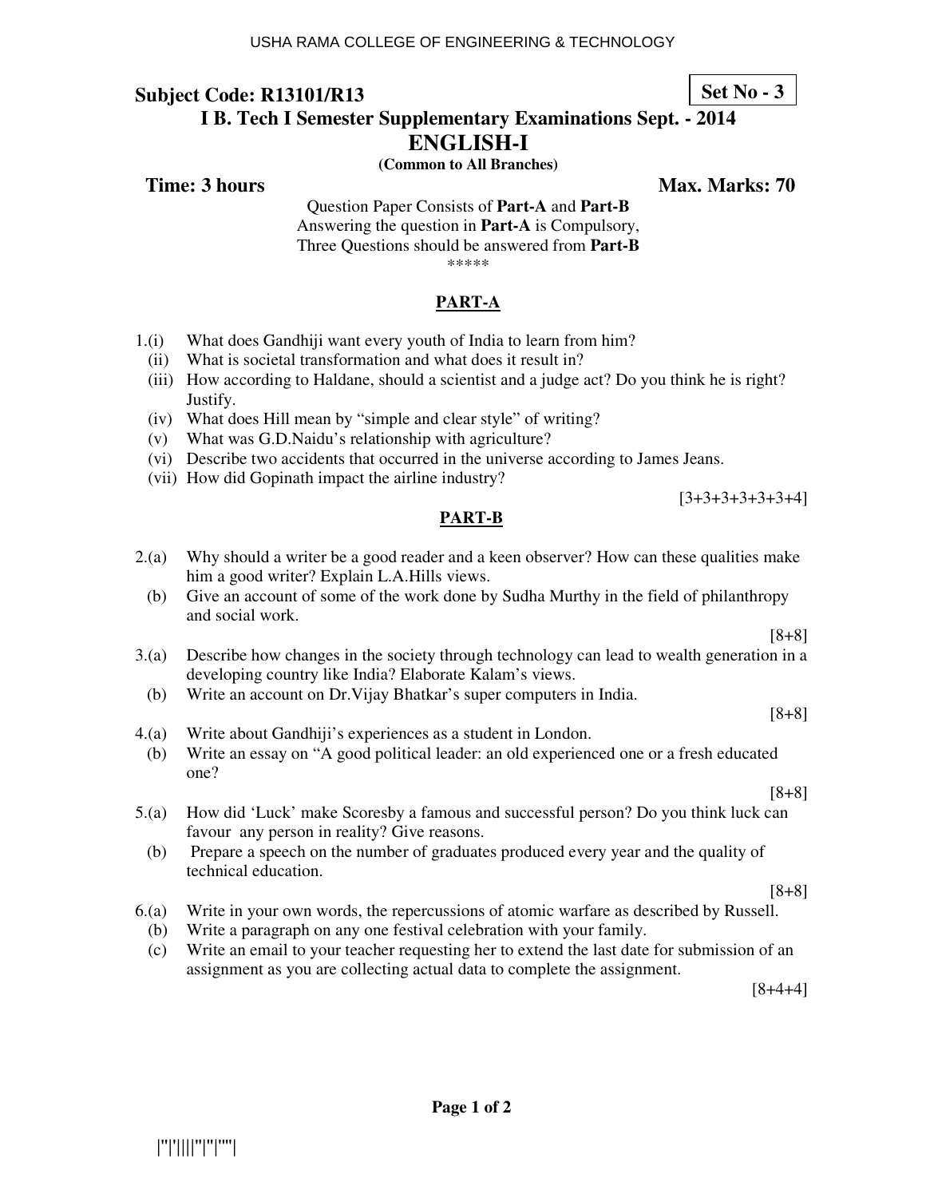**Subject Code: R13101/R13** **Set No - 3**

**I B. Tech I Semester Supplementary Examinations Sept. - 2014**

# ENGLISH-I

**(Common to All Branches)**

**Time: 3 hours** **Max. Marks: 70**

Question Paper Consists of **Part-A** and **Part-B**
Answering the question in **Part-A** is Compulsory,
Three Questions should be answered from **Part-B**

*****

## PART-A

1.(i) What does Gandhiji want every youth of India to learn from him?
(ii) What is societal transformation and what does it result in?
(iii) How according to Haldane, should a scientist and a judge act? Do you think he is right? Justify.
(iv) What does Hill mean by "simple and clear style" of writing?
(v) What was G.D.Naidu's relationship with agriculture?
(vi) Describe two accidents that occurred in the universe according to James Jeans.
(vii) How did Gopinath impact the airline industry?

[3+3+3+3+3+3+4]

## PART-B

2.(a) Why should a writer be a good reader and a keen observer? How can these qualities make him a good writer? Explain L.A.Hills views.
(b) Give an account of some of the work done by Sudha Murthy in the field of philanthropy and social work.

[8+8]

3.(a) Describe how changes in the society through technology can lead to wealth generation in a developing country like India? Elaborate Kalam's views.
(b) Write an account on Dr.Vijay Bhatkar's super computers in India.

[8+8]

4.(a) Write about Gandhiji's experiences as a student in London.
(b) Write an essay on "A good political leader: an old experienced one or a fresh educated one?

[8+8]

5.(a) How did 'Luck' make Scoresby a famous and successful person? Do you think luck can favour any person in reality? Give reasons.
(b) Prepare a speech on the number of graduates produced every year and the quality of technical education.

[8+8]

6.(a) Write in your own words, the repercussions of atomic warfare as described by Russell.
(b) Write a paragraph on any one festival celebration with your family.
(c) Write an email to your teacher requesting her to extend the last date for submission of an assignment as you are collecting actual data to complete the assignment.

[8+4+4]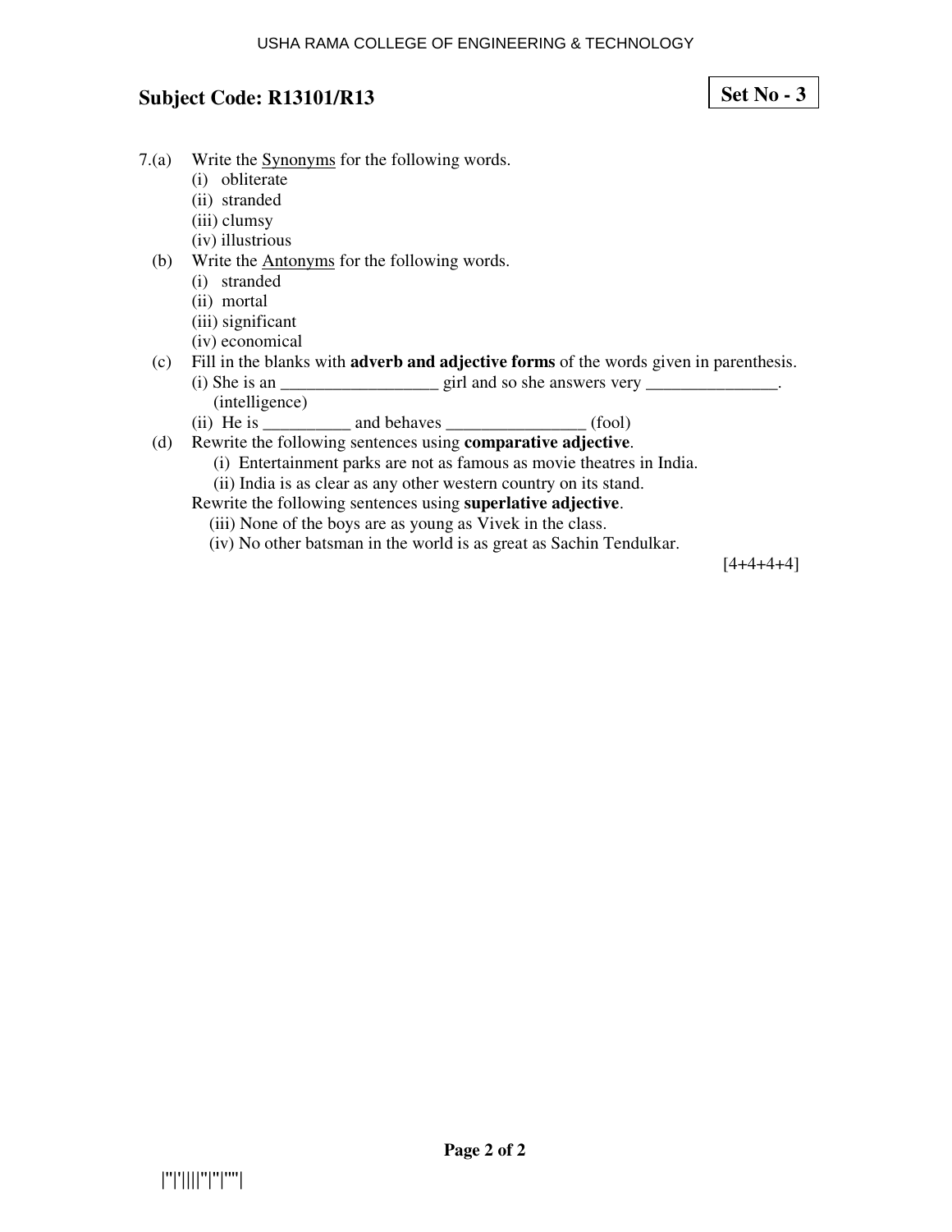## Subject Code: R13101/R13

**Set No - 3**

7.(a) Write the Synonyms for the following words.

(i) obliterate
(ii) stranded
(iii) clumsy
(iv) illustrious

(b) Write the Antonyms for the following words.

(i) stranded
(ii) mortal
(iii) significant
(iv) economical

(c) Fill in the blanks with **adverb and adjective forms** of the words given in parenthesis.

(i) She is an __________________ girl and so she answers very _______________. (intelligence)

(ii) He is __________ and behaves ________________ (fool)

(d) Rewrite the following sentences using **comparative adjective**.

(i) Entertainment parks are not as famous as movie theatres in India.
(ii) India is as clear as any other western country on its stand.

Rewrite the following sentences using **superlative adjective**.

(iii) None of the boys are as young as Vivek in the class.
(iv) No other batsman in the world is as great as Sachin Tendulkar.

[4+4+4+4]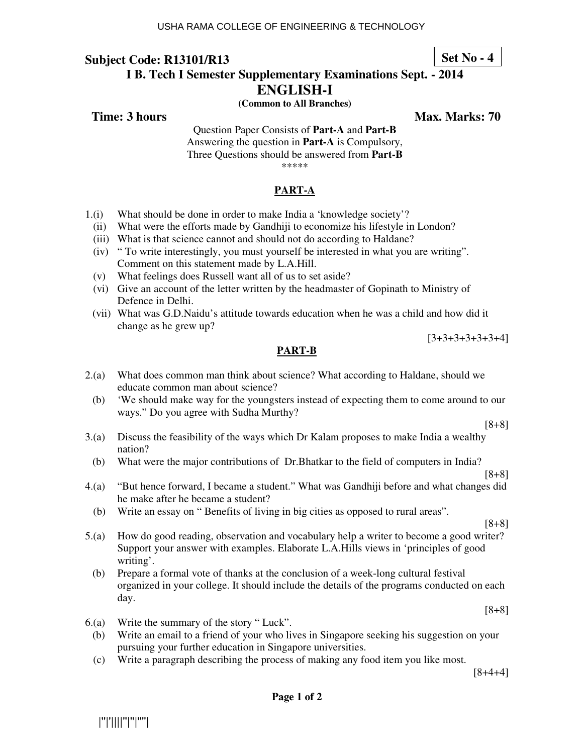**Subject Code: R13101/R13** **Set No - 4**

**I B. Tech I Semester Supplementary Examinations Sept. - 2014**

# ENGLISH-I

**(Common to All Branches)**

**Time: 3 hours** **Max. Marks: 70**

Question Paper Consists of **Part-A** and **Part-B**
Answering the question in **Part-A** is Compulsory,
Three Questions should be answered from **Part-B**

*****

## PART-A

1.(i) What should be done in order to make India a 'knowledge society'?
(ii) What were the efforts made by Gandhiji to economize his lifestyle in London?
(iii) What is that science cannot and should not do according to Haldane?
(iv) " To write interestingly, you must yourself be interested in what you are writing". Comment on this statement made by L.A.Hill.
(v) What feelings does Russell want all of us to set aside?
(vi) Give an account of the letter written by the headmaster of Gopinath to Ministry of Defence in Delhi.
(vii) What was G.D.Naidu's attitude towards education when he was a child and how did it change as he grew up?

[3+3+3+3+3+3+4]

## PART-B

2.(a) What does common man think about science? What according to Haldane, should we educate common man about science?
(b) 'We should make way for the youngsters instead of expecting them to come around to our ways." Do you agree with Sudha Murthy?

[8+8]

3.(a) Discuss the feasibility of the ways which Dr Kalam proposes to make India a wealthy nation?
(b) What were the major contributions of Dr.Bhatkar to the field of computers in India?

[8+8]

4.(a) "But hence forward, I became a student." What was Gandhiji before and what changes did he make after he became a student?
(b) Write an essay on " Benefits of living in big cities as opposed to rural areas".

[8+8]

5.(a) How do good reading, observation and vocabulary help a writer to become a good writer? Support your answer with examples. Elaborate L.A.Hills views in 'principles of good writing'.
(b) Prepare a formal vote of thanks at the conclusion of a week-long cultural festival organized in your college. It should include the details of the programs conducted on each day.

[8+8]

6.(a) Write the summary of the story " Luck".
(b) Write an email to a friend of your who lives in Singapore seeking his suggestion on your pursuing your further education in Singapore universities.
(c) Write a paragraph describing the process of making any food item you like most.

[8+4+4]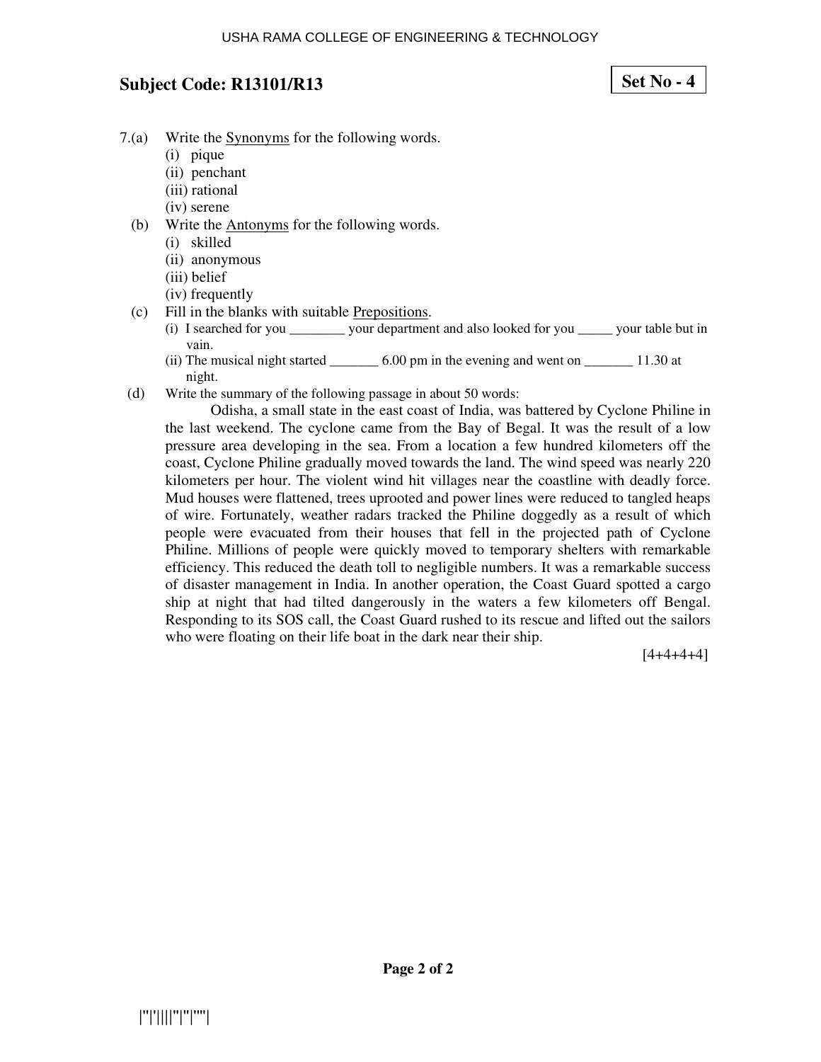**Subject Code: R13101/R13**

**Set No - 4**

7.(a) Write the Synonyms for the following words.
   (i) pique
   (ii) penchant
   (iii) rational
   (iv) serene

(b) Write the Antonyms for the following words.
   (i) skilled
   (ii) anonymous
   (iii) belief
   (iv) frequently

(c) Fill in the blanks with suitable Prepositions.
   (i) I searched for you ________ your department and also looked for you _____ your table but in vain.
   (ii) The musical night started _______ 6.00 pm in the evening and went on _______ 11.30 at night.

(d) Write the summary of the following passage in about 50 words:

Odisha, a small state in the east coast of India, was battered by Cyclone Philine in the last weekend. The cyclone came from the Bay of Begal. It was the result of a low pressure area developing in the sea. From a location a few hundred kilometers off the coast, Cyclone Philine gradually moved towards the land. The wind speed was nearly 220 kilometers per hour. The violent wind hit villages near the coastline with deadly force. Mud houses were flattened, trees uprooted and power lines were reduced to tangled heaps of wire. Fortunately, weather radars tracked the Philine doggedly as a result of which people were evacuated from their houses that fell in the projected path of Cyclone Philine. Millions of people were quickly moved to temporary shelters with remarkable efficiency. This reduced the death toll to negligible numbers. It was a remarkable success of disaster management in India. In another operation, the Coast Guard spotted a cargo ship at night that had tilted dangerously in the waters a few kilometers off Bengal. Responding to its SOS call, the Coast Guard rushed to its rescue and lifted out the sailors who were floating on their life boat in the dark near their ship.

[4+4+4+4]